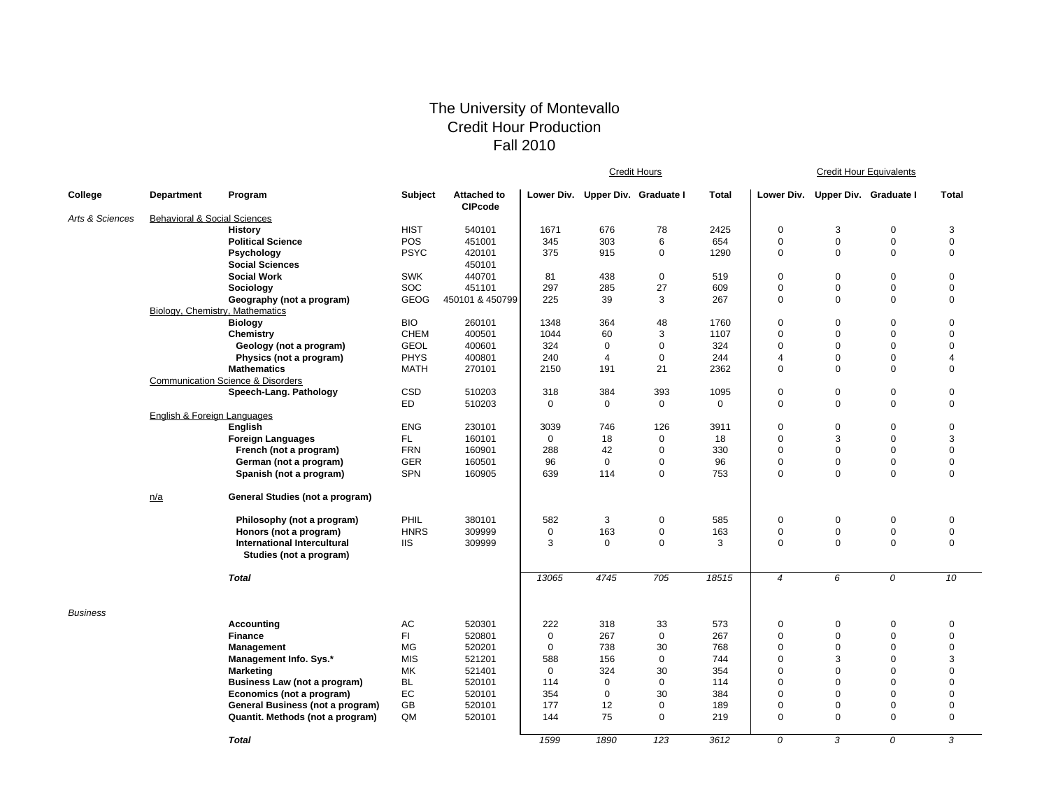# The University of Montevallo
## Credit Hour Production
## Fall 2010

| College | Department | Program | Subject | Attached to CIPcode | Credit Hours | | | | Credit Hour Equivalents | | | |
|---|---|---|---|---|---|---|---|---|---|---|---|---|
| | | | | | Lower Div. | Upper Div. | Graduate I | Total | Lower Div. | Upper Div. | Graduate I | Total |
| *Arts & Sciences* | Behavioral & Social Sciences | | | | | | | | | | | |
| | | **History** | HIST | 540101 | 1671 | 676 | 78 | 2425 | 0 | 3 | 0 | 3 |
| | | **Political Science** | POS | 451001 | 345 | 303 | 6 | 654 | 0 | 0 | 0 | 0 |
| | | **Psychology** | PSYC | 420101 | 375 | 915 | 0 | 1290 | 0 | 0 | 0 | 0 |
| | | **Social Sciences** | | 450101 | | | | | | | | |
| | | **Social Work** | SWK | 440701 | 81 | 438 | 0 | 519 | 0 | 0 | 0 | 0 |
| | | **Sociology** | SOC | 451101 | 297 | 285 | 27 | 609 | 0 | 0 | 0 | 0 |
| | | **Geography (not a program)** | GEOG | 450101 & 450799 | 225 | 39 | 3 | 267 | 0 | 0 | 0 | 0 |
| | Biology, Chemistry, Mathematics | | | | | | | | | | | |
| | | **Biology** | BIO | 260101 | 1348 | 364 | 48 | 1760 | 0 | 0 | 0 | 0 |
| | | **Chemistry** | CHEM | 400501 | 1044 | 60 | 3 | 1107 | 0 | 0 | 0 | 0 |
| | | **Geology (not a program)** | GEOL | 400601 | 324 | 0 | 0 | 324 | 0 | 0 | 0 | 0 |
| | | **Physics (not a program)** | PHYS | 400801 | 240 | 4 | 0 | 244 | 4 | 0 | 0 | 4 |
| | | **Mathematics** | MATH | 270101 | 2150 | 191 | 21 | 2362 | 0 | 0 | 0 | 0 |
| | Communication Science & Disorders | | | | | | | | | | | |
| | | **Speech-Lang. Pathology** | CSD | 510203 | 318 | 384 | 393 | 1095 | 0 | 0 | 0 | 0 |
| | | | ED | 510203 | 0 | 0 | 0 | 0 | 0 | 0 | 0 | 0 |
| | English & Foreign Languages | | | | | | | | | | | |
| | | **English** | ENG | 230101 | 3039 | 746 | 126 | 3911 | 0 | 0 | 0 | 0 |
| | | **Foreign Languages** | FL | 160101 | 0 | 18 | 0 | 18 | 0 | 3 | 0 | 3 |
| | | **French (not a program)** | FRN | 160901 | 288 | 42 | 0 | 330 | 0 | 0 | 0 | 0 |
| | | **German (not a program)** | GER | 160501 | 96 | 0 | 0 | 96 | 0 | 0 | 0 | 0 |
| | | **Spanish (not a program)** | SPN | 160905 | 639 | 114 | 0 | 753 | 0 | 0 | 0 | 0 |
| | n/a | **General Studies (not a program)** | | | | | | | | | | |
| | | **Philosophy (not a program)** | PHIL | 380101 | 582 | 3 | 0 | 585 | 0 | 0 | 0 | 0 |
| | | **Honors (not a program)** | HNRS | 309999 | 0 | 163 | 0 | 163 | 0 | 0 | 0 | 0 |
| | | **International Intercultural Studies (not a program)** | IIS | 309999 | 3 | 0 | 0 | 3 | 0 | 0 | 0 | 0 |
| | | ***Total*** | | | *13065* | *4745* | *705* | *18515* | *4* | *6* | *0* | *10* |
| *Business* | | | | | | | | | | | | |
| | | **Accounting** | AC | 520301 | 222 | 318 | 33 | 573 | 0 | 0 | 0 | 0 |
| | | **Finance** | FI | 520801 | 0 | 267 | 0 | 267 | 0 | 0 | 0 | 0 |
| | | **Management** | MG | 520201 | 0 | 738 | 30 | 768 | 0 | 0 | 0 | 0 |
| | | **Management Info. Sys.*** | MIS | 521201 | 588 | 156 | 0 | 744 | 0 | 3 | 0 | 3 |
| | | **Marketing** | MK | 521401 | 0 | 324 | 30 | 354 | 0 | 0 | 0 | 0 |
| | | **Business Law (not a program)** | BL | 520101 | 114 | 0 | 0 | 114 | 0 | 0 | 0 | 0 |
| | | **Economics (not a program)** | EC | 520101 | 354 | 0 | 30 | 384 | 0 | 0 | 0 | 0 |
| | | **General Business (not a program)** | GB | 520101 | 177 | 12 | 0 | 189 | 0 | 0 | 0 | 0 |
| | | **Quantit. Methods (not a program)** | QM | 520101 | 144 | 75 | 0 | 219 | 0 | 0 | 0 | 0 |
| | | ***Total*** | | | *1599* | *1890* | *123* | *3612* | *0* | *3* | *0* | *3* |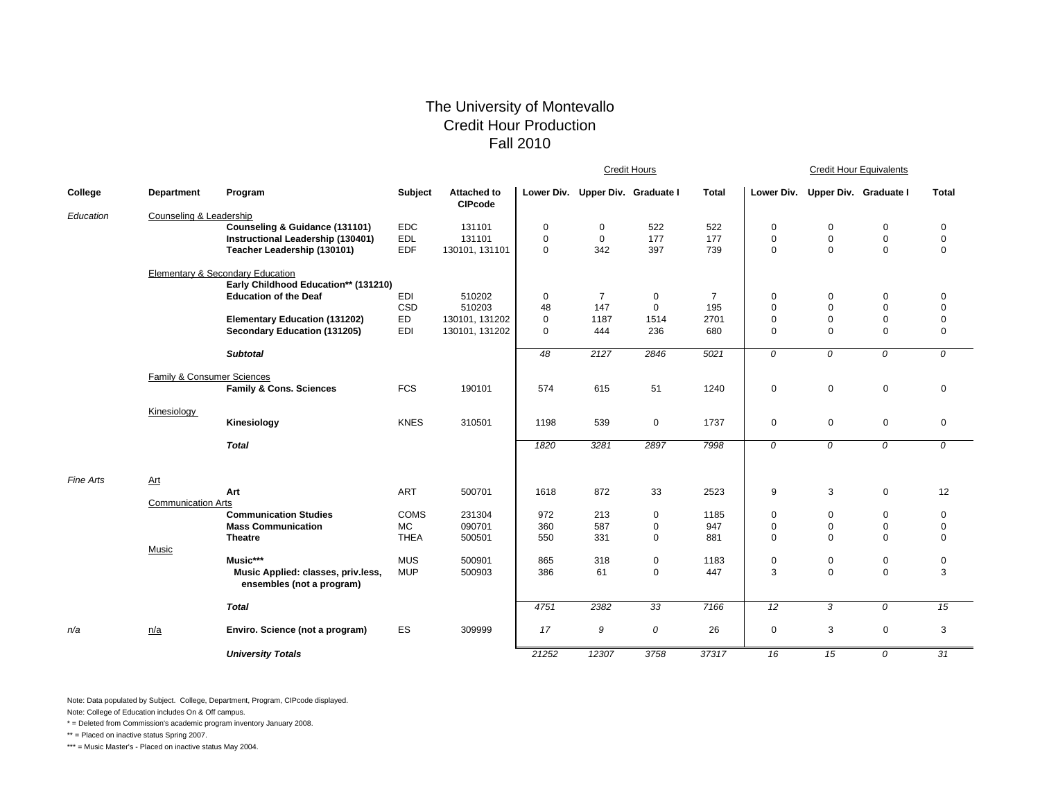# The University of Montevallo
## Credit Hour Production
## Fall 2010

| College | Department | Program | Subject | Attached to CIPcode | Credit Hours | | | | Credit Hour Equivalents | | | |
|---|---|---|---|---|---|---|---|---|---|---|---|---|
| | | | | | Lower Div. | Upper Div. | Graduate I | Total | Lower Div. | Upper Div. | Graduate I | Total |
| *Education* | Counseling & Leadership | | | | | | | | | | | |
| | | **Counseling & Guidance (131101)** | EDC | 131101 | 0 | 0 | 522 | 522 | 0 | 0 | 0 | 0 |
| | | **Instructional Leadership (130401)** | EDL | 131101 | 0 | 0 | 177 | 177 | 0 | 0 | 0 | 0 |
| | | **Teacher Leadership (130101)** | EDF | 130101, 131101 | 0 | 342 | 397 | 739 | 0 | 0 | 0 | 0 |
| | Elementary & Secondary Education | | | | | | | | | | | |
| | | **Early Childhood Education** (131210)** | | | | | | | | | | |
| | | **Education of the Deaf** | EDI | 510202 | 0 | 7 | 0 | 7 | 0 | 0 | 0 | 0 |
| | | | CSD | 510203 | 48 | 147 | 0 | 195 | 0 | 0 | 0 | 0 |
| | | **Elementary Education (131202)** | ED | 130101, 131202 | 0 | 1187 | 1514 | 2701 | 0 | 0 | 0 | 0 |
| | | **Secondary Education (131205)** | EDI | 130101, 131202 | 0 | 444 | 236 | 680 | 0 | 0 | 0 | 0 |
| | | ***Subtotal*** | | | *48* | *2127* | *2846* | *5021* | *0* | *0* | *0* | *0* |
| | Family & Consumer Sciences | | | | | | | | | | | |
| | | **Family & Cons. Sciences** | FCS | 190101 | 574 | 615 | 51 | 1240 | 0 | 0 | 0 | 0 |
| | Kinesiology | | | | | | | | | | | |
| | | **Kinesiology** | KNES | 310501 | 1198 | 539 | 0 | 1737 | 0 | 0 | 0 | 0 |
| | | ***Total*** | | | *1820* | *3281* | *2897* | *7998* | *0* | *0* | *0* | *0* |
| *Fine Arts* | Art | | | | | | | | | | | |
| | | **Art** | ART | 500701 | 1618 | 872 | 33 | 2523 | 9 | 3 | 0 | 12 |
| | Communication Arts | | | | | | | | | | | |
| | | **Communication Studies** | COMS | 231304 | 972 | 213 | 0 | 1185 | 0 | 0 | 0 | 0 |
| | | **Mass Communication** | MC | 090701 | 360 | 587 | 0 | 947 | 0 | 0 | 0 | 0 |
| | | **Theatre** | THEA | 500501 | 550 | 331 | 0 | 881 | 0 | 0 | 0 | 0 |
| | Music | | | | | | | | | | | |
| | | **Music***** | MUS | 500901 | 865 | 318 | 0 | 1183 | 0 | 0 | 0 | 0 |
| | | **Music Applied: classes, priv.less, ensembles (not a program)** | MUP | 500903 | 386 | 61 | 0 | 447 | 3 | 0 | 0 | 3 |
| | | ***Total*** | | | *4751* | *2382* | *33* | *7166* | *12* | *3* | *0* | *15* |
| *n/a* | n/a | **Enviro. Science (not a program)** | ES | 309999 | *17* | *9* | *0* | 26 | 0 | 3 | 0 | 3 |
| | | ***University Totals*** | | | *21252* | *12307* | *3758* | *37317* | *16* | *15* | *0* | *31* |

Note: Data populated by Subject. College, Department, Program, CIPcode displayed.

Note: College of Education includes On & Off campus.

* = Deleted from Commission's academic program inventory January 2008.

** = Placed on inactive status Spring 2007.

*** = Music Master's - Placed on inactive status May 2004.